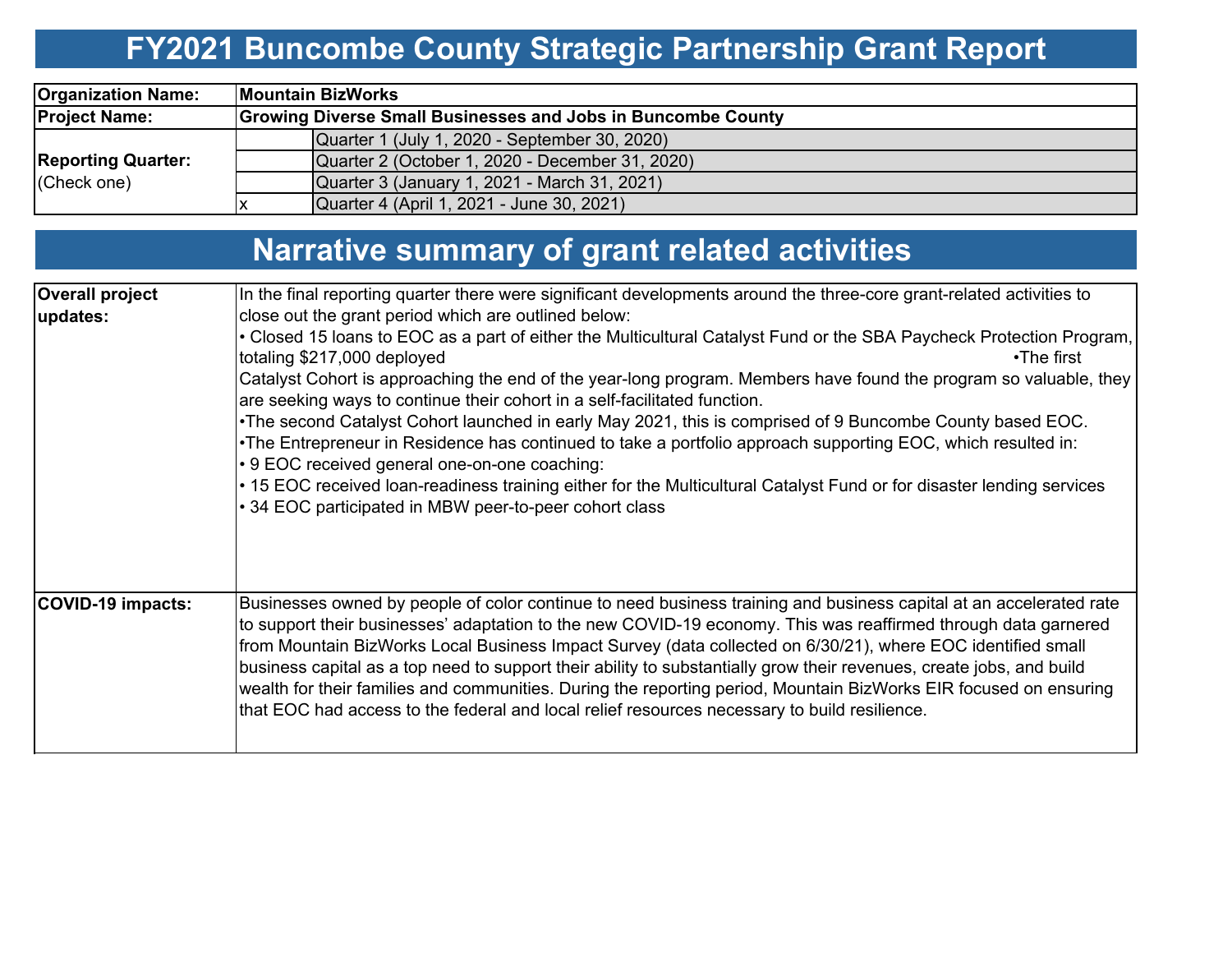# FY2021 Buncombe County Strategic Partnership Grant Report

| | | |
|---|---|---|
| **Organization Name:** | **Mountain BizWorks** | |
| **Project Name:** | **Growing Diverse Small Businesses and Jobs in Buncombe County** | |
| **Reporting Quarter:** (Check one) | | Quarter 1 (July 1, 2020 - September 30, 2020) |
| | | Quarter 2 (October 1, 2020 - December 31, 2020) |
| | | Quarter 3 (January 1, 2021 - March 31, 2021) |
| | x | Quarter 4 (April 1, 2021 - June 30, 2021) |

# Narrative summary of grant related activities

| | |
|---|---|
| **Overall project updates:** | In the final reporting quarter there were significant developments around the three-core grant-related activities to close out the grant period which are outlined below:<br>• Closed 15 loans to EOC as a part of either the Multicultural Catalyst Fund or the SBA Paycheck Protection Program, totaling $217,000 deployed<br>•The first Catalyst Cohort is approaching the end of the year-long program. Members have found the program so valuable, they are seeking ways to continue their cohort in a self-facilitated function.<br>•The second Catalyst Cohort launched in early May 2021, this is comprised of 9 Buncombe County based EOC.<br>•The Entrepreneur in Residence has continued to take a portfolio approach supporting EOC, which resulted in:<br>• 9 EOC received general one-on-one coaching:<br>• 15 EOC received loan-readiness training either for the Multicultural Catalyst Fund or for disaster lending services<br>• 34 EOC participated in MBW peer-to-peer cohort class |
| **COVID-19 impacts:** | Businesses owned by people of color continue to need business training and business capital at an accelerated rate to support their businesses' adaptation to the new COVID-19 economy. This was reaffirmed through data garnered from Mountain BizWorks Local Business Impact Survey (data collected on 6/30/21), where EOC identified small business capital as a top need to support their ability to substantially grow their revenues, create jobs, and build wealth for their families and communities. During the reporting period, Mountain BizWorks EIR focused on ensuring that EOC had access to the federal and local relief resources necessary to build resilience. |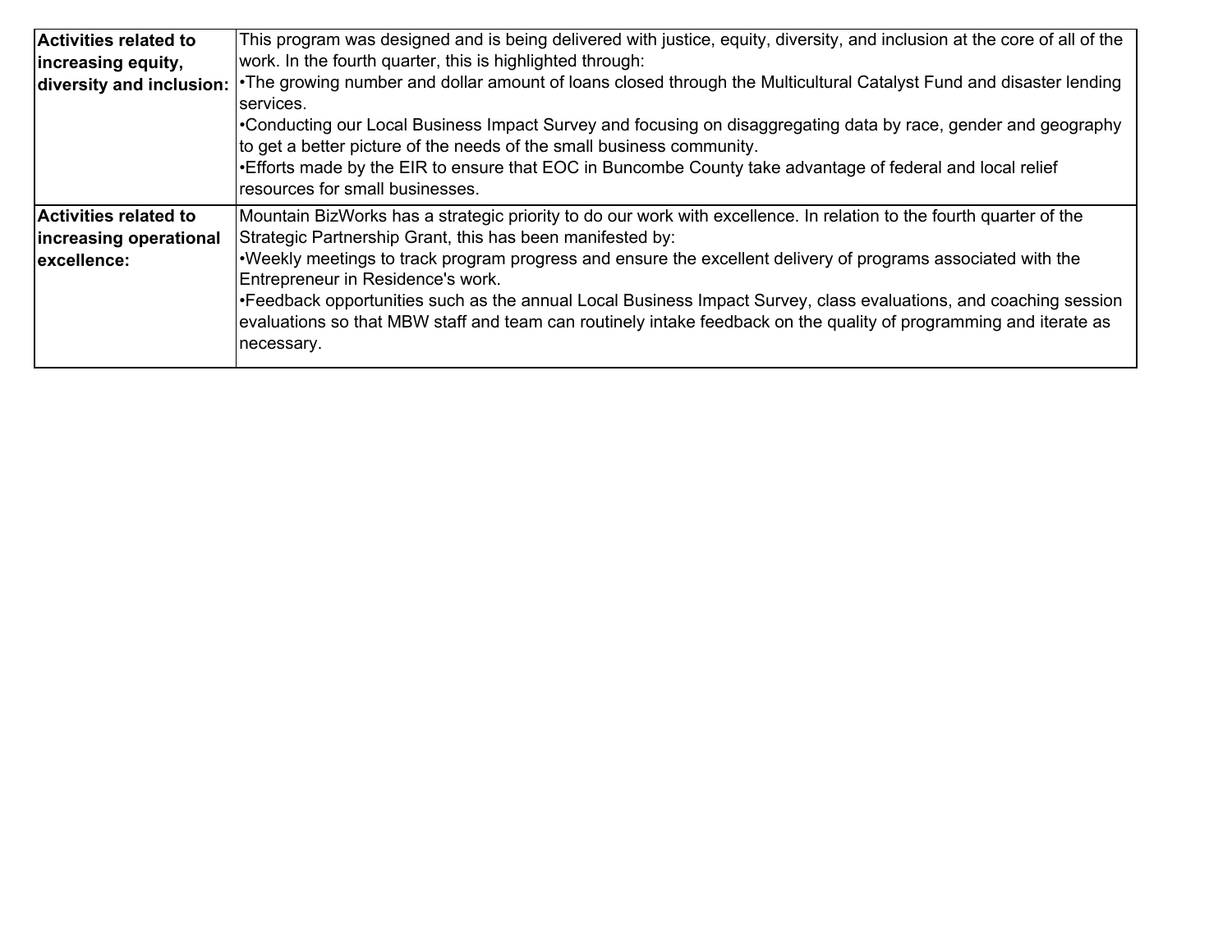| | |
|---|---|
| **Activities related to increasing equity, diversity and inclusion:** | This program was designed and is being delivered with justice, equity, diversity, and inclusion at the core of all of the work. In the fourth quarter, this is highlighted through:<br>•The growing number and dollar amount of loans closed through the Multicultural Catalyst Fund and disaster lending services.<br>•Conducting our Local Business Impact Survey and focusing on disaggregating data by race, gender and geography to get a better picture of the needs of the small business community.<br>•Efforts made by the EIR to ensure that EOC in Buncombe County take advantage of federal and local relief resources for small businesses. |
| **Activities related to increasing operational excellence:** | Mountain BizWorks has a strategic priority to do our work with excellence. In relation to the fourth quarter of the Strategic Partnership Grant, this has been manifested by:<br>•Weekly meetings to track program progress and ensure the excellent delivery of programs associated with the Entrepreneur in Residence's work.<br>•Feedback opportunities such as the annual Local Business Impact Survey, class evaluations, and coaching session evaluations so that MBW staff and team can routinely intake feedback on the quality of programming and iterate as necessary. |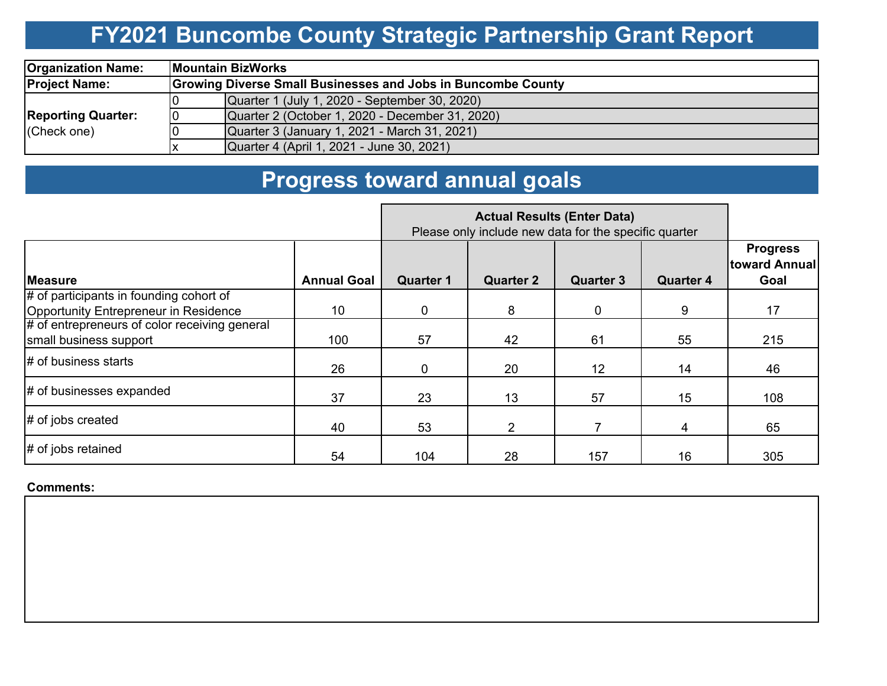# FY2021 Buncombe County Strategic Partnership Grant Report

| | | |
|---|---|---|
| **Organization Name:** | **Mountain BizWorks** | |
| **Project Name:** | **Growing Diverse Small Businesses and Jobs in Buncombe County** | |
| **Reporting Quarter:** (Check one) | 0 | Quarter 1 (July 1, 2020 - September 30, 2020) |
| | 0 | Quarter 2 (October 1, 2020 - December 31, 2020) |
| | 0 | Quarter 3 (January 1, 2021 - March 31, 2021) |
| | x | Quarter 4 (April 1, 2021 - June 30, 2021) |

## Progress toward annual goals

| | | **Actual Results (Enter Data)** Please only include new data for the specific quarter | | | | |
|---|---|---|---|---|---|---|
| **Measure** | **Annual Goal** | **Quarter 1** | **Quarter 2** | **Quarter 3** | **Quarter 4** | **Progress toward Annual Goal** |
| # of participants in founding cohort of Opportunity Entrepreneur in Residence | 10 | 0 | 8 | 0 | 9 | 17 |
| # of entrepreneurs of color receiving general small business support | 100 | 57 | 42 | 61 | 55 | 215 |
| # of business starts | 26 | 0 | 20 | 12 | 14 | 46 |
| # of businesses expanded | 37 | 23 | 13 | 57 | 15 | 108 |
| # of jobs created | 40 | 53 | 2 | 7 | 4 | 65 |
| # of jobs retained | 54 | 104 | 28 | 157 | 16 | 305 |

**Comments:**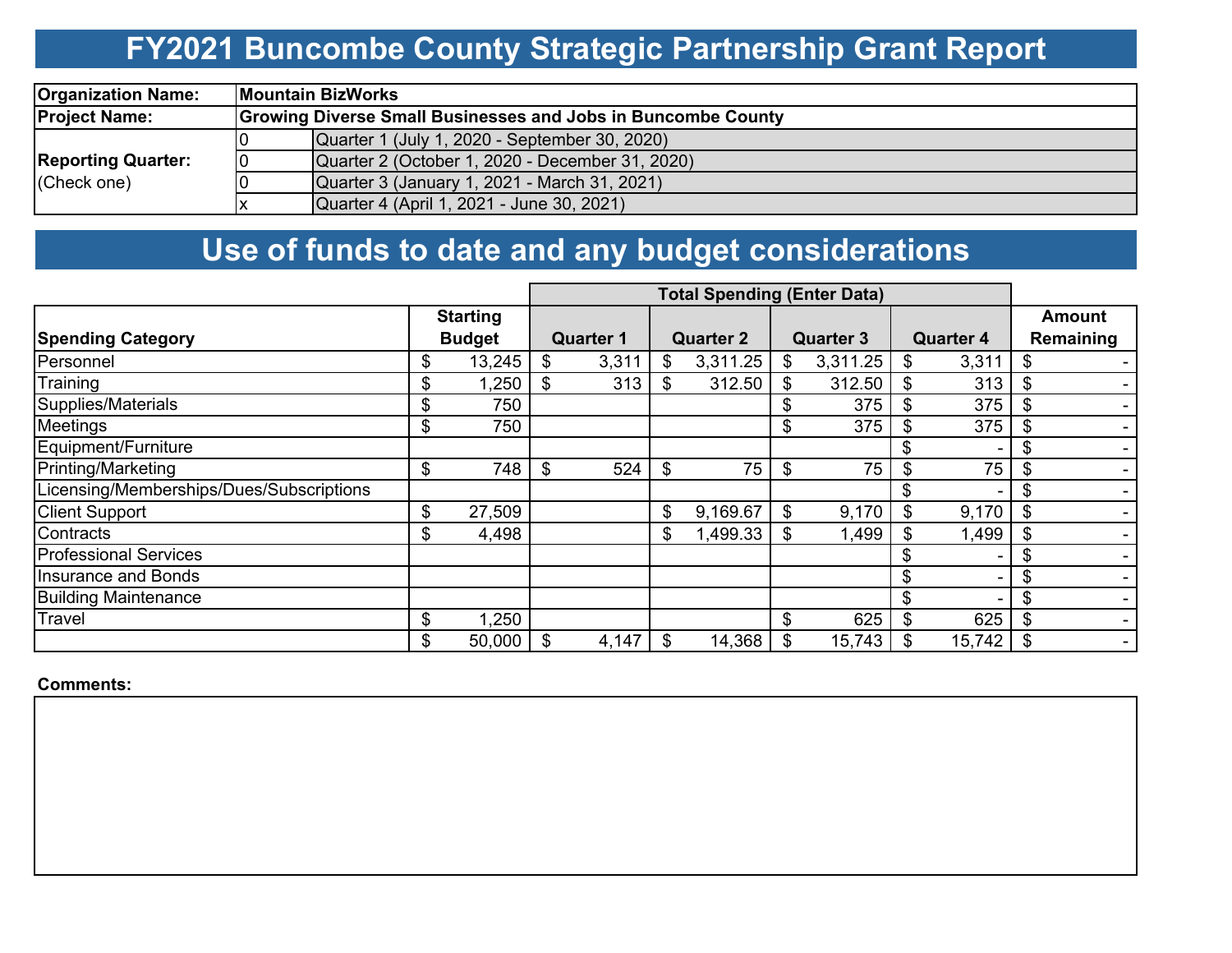# FY2021 Buncombe County Strategic Partnership Grant Report

| | | |
|---|---|---|
| **Organization Name:** | **Mountain BizWorks** | |
| **Project Name:** | **Growing Diverse Small Businesses and Jobs in Buncombe County** | |
| **Reporting Quarter:** (Check one) | 0 | Quarter 1 (July 1, 2020 - September 30, 2020) |
| | 0 | Quarter 2 (October 1, 2020 - December 31, 2020) |
| | 0 | Quarter 3 (January 1, 2021 - March 31, 2021) |
| | x | Quarter 4 (April 1, 2021 - June 30, 2021) |

# Use of funds to date and any budget considerations

| | | Total Spending (Enter Data) | | | | |
|---|---|---|---|---|---|---|
| **Spending Category** | **Starting Budget** | **Quarter 1** | **Quarter 2** | **Quarter 3** | **Quarter 4** | **Amount Remaining** |
| Personnel | $ 13,245 | $ 3,311 | $ 3,311.25 | $ 3,311.25 | $ 3,311 | $ - |
| Training | $ 1,250 | $ 313 | $ 312.50 | $ 312.50 | $ 313 | $ - |
| Supplies/Materials | $ 750 | | | $ 375 | $ 375 | $ - |
| Meetings | $ 750 | | | $ 375 | $ 375 | $ - |
| Equipment/Furniture | | | | | $ - | $ - |
| Printing/Marketing | $ 748 | $ 524 | $ 75 | $ 75 | $ 75 | $ - |
| Licensing/Memberships/Dues/Subscriptions | | | | | $ - | $ - |
| Client Support | $ 27,509 | | $ 9,169.67 | $ 9,170 | $ 9,170 | $ - |
| Contracts | $ 4,498 | | $ 1,499.33 | $ 1,499 | $ 1,499 | $ - |
| Professional Services | | | | | $ - | $ - |
| Insurance and Bonds | | | | | $ - | $ - |
| Building Maintenance | | | | | $ - | $ - |
| Travel | $ 1,250 | | | $ 625 | $ 625 | $ - |
| | $ 50,000 | $ 4,147 | $ 14,368 | $ 15,743 | $ 15,742 | $ - |

**Comments:**